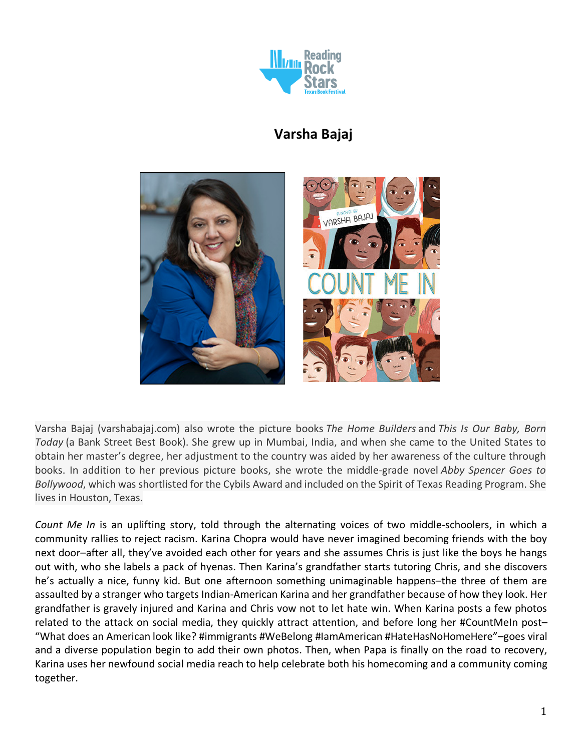# Varsha Bajaj

Varsha Bajaj (varshabajaj.com) also wrote the picture books *The Home Builders* and *This Is Our Baby, Born Today* (a Bank Street Best Book). She grew up in Mumbai, India, and when she came to the United States to obtain her master's degree, her adjustment to the country was aided by her awareness of the culture through books. In addition to her previous picture books, she wrote the middle-grade novel *Abby Spencer Goes to Bollywood*, which was shortlisted for the Cybils Award and included on the Spirit of Texas Reading Program. She lives in Houston, Texas.

*Count Me In* is an uplifting story, told through the alternating voices of two middle-schoolers, in which a community rallies to reject racism. Karina Chopra would have never imagined becoming friends with the boy next door–after all, they've avoided each other for years and she assumes Chris is just like the boys he hangs out with, who she labels a pack of hyenas. Then Karina's grandfather starts tutoring Chris, and she discovers he's actually a nice, funny kid. But one afternoon something unimaginable happens–the three of them are assaulted by a stranger who targets Indian-American Karina and her grandfather because of how they look. Her grandfather is gravely injured and Karina and Chris vow not to let hate win. When Karina posts a few photos related to the attack on social media, they quickly attract attention, and before long her #CountMeIn post–"What does an American look like? #immigrants #WeBelong #IamAmerican #HateHasNoHomeHere"–goes viral and a diverse population begin to add their own photos. Then, when Papa is finally on the road to recovery, Karina uses her newfound social media reach to help celebrate both his homecoming and a community coming together.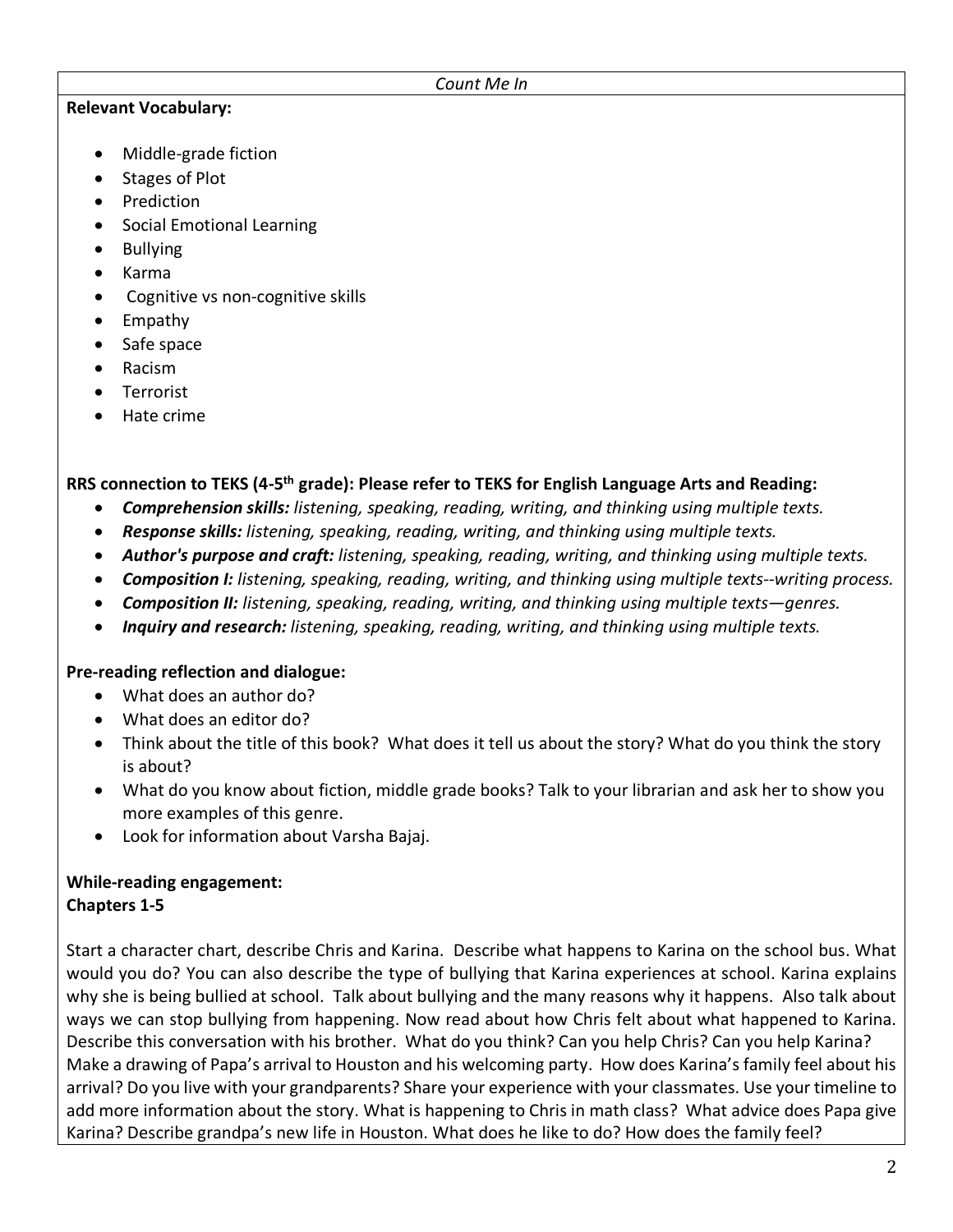*Count Me In*

**Relevant Vocabulary:**

- Middle-grade fiction
- Stages of Plot
- Prediction
- Social Emotional Learning
- Bullying
- Karma
- Cognitive vs non-cognitive skills
- Empathy
- Safe space
- Racism
- Terrorist
- Hate crime

**RRS connection to TEKS (4-5th grade): Please refer to TEKS for English Language Arts and Reading:**

- ***Comprehension skills:*** *listening, speaking, reading, writing, and thinking using multiple texts.*
- ***Response skills:*** *listening, speaking, reading, writing, and thinking using multiple texts.*
- ***Author's purpose and craft:*** *listening, speaking, reading, writing, and thinking using multiple texts.*
- ***Composition I:*** *listening, speaking, reading, writing, and thinking using multiple texts--writing process.*
- ***Composition II:*** *listening, speaking, reading, writing, and thinking using multiple texts—genres.*
- ***Inquiry and research:*** *listening, speaking, reading, writing, and thinking using multiple texts.*

**Pre-reading reflection and dialogue:**

- What does an author do?
- What does an editor do?
- Think about the title of this book? What does it tell us about the story? What do you think the story is about?
- What do you know about fiction, middle grade books? Talk to your librarian and ask her to show you more examples of this genre.
- Look for information about Varsha Bajaj.

**While-reading engagement:**
**Chapters 1-5**

Start a character chart, describe Chris and Karina. Describe what happens to Karina on the school bus. What would you do? You can also describe the type of bullying that Karina experiences at school. Karina explains why she is being bullied at school. Talk about bullying and the many reasons why it happens. Also talk about ways we can stop bullying from happening. Now read about how Chris felt about what happened to Karina. Describe this conversation with his brother. What do you think? Can you help Chris? Can you help Karina? Make a drawing of Papa's arrival to Houston and his welcoming party. How does Karina's family feel about his arrival? Do you live with your grandparents? Share your experience with your classmates. Use your timeline to add more information about the story. What is happening to Chris in math class? What advice does Papa give Karina? Describe grandpa's new life in Houston. What does he like to do? How does the family feel?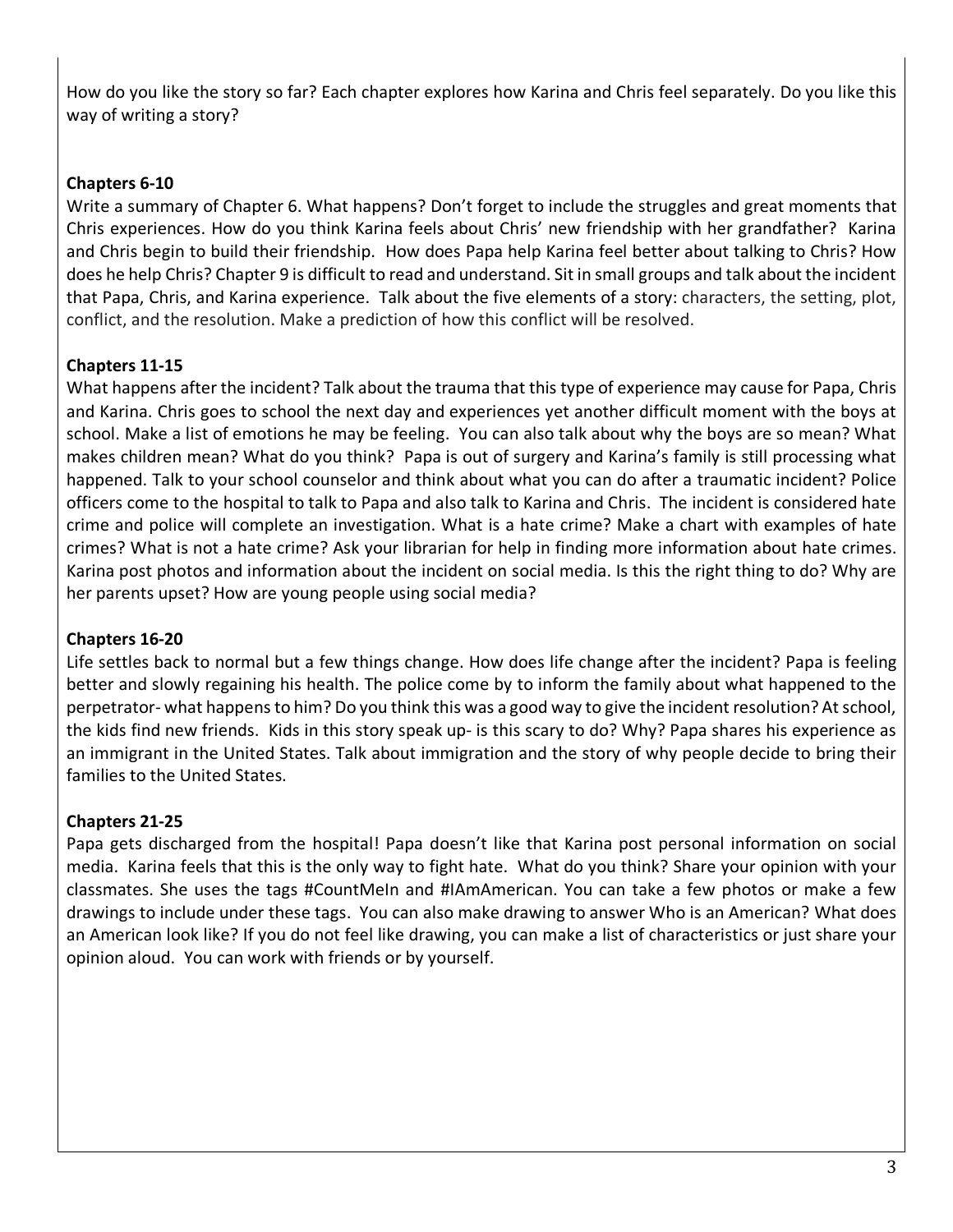How do you like the story so far? Each chapter explores how Karina and Chris feel separately. Do you like this way of writing a story?

**Chapters 6-10**

Write a summary of Chapter 6. What happens? Don't forget to include the struggles and great moments that Chris experiences. How do you think Karina feels about Chris' new friendship with her grandfather? Karina and Chris begin to build their friendship. How does Papa help Karina feel better about talking to Chris? How does he help Chris? Chapter 9 is difficult to read and understand. Sit in small groups and talk about the incident that Papa, Chris, and Karina experience. Talk about the five elements of a story: characters, the setting, plot, conflict, and the resolution. Make a prediction of how this conflict will be resolved.

**Chapters 11-15**

What happens after the incident? Talk about the trauma that this type of experience may cause for Papa, Chris and Karina. Chris goes to school the next day and experiences yet another difficult moment with the boys at school. Make a list of emotions he may be feeling. You can also talk about why the boys are so mean? What makes children mean? What do you think? Papa is out of surgery and Karina's family is still processing what happened. Talk to your school counselor and think about what you can do after a traumatic incident? Police officers come to the hospital to talk to Papa and also talk to Karina and Chris. The incident is considered hate crime and police will complete an investigation. What is a hate crime? Make a chart with examples of hate crimes? What is not a hate crime? Ask your librarian for help in finding more information about hate crimes. Karina post photos and information about the incident on social media. Is this the right thing to do? Why are her parents upset? How are young people using social media?

**Chapters 16-20**

Life settles back to normal but a few things change. How does life change after the incident? Papa is feeling better and slowly regaining his health. The police come by to inform the family about what happened to the perpetrator- what happens to him? Do you think this was a good way to give the incident resolution? At school, the kids find new friends. Kids in this story speak up- is this scary to do? Why? Papa shares his experience as an immigrant in the United States. Talk about immigration and the story of why people decide to bring their families to the United States.

**Chapters 21-25**

Papa gets discharged from the hospital! Papa doesn't like that Karina post personal information on social media. Karina feels that this is the only way to fight hate. What do you think? Share your opinion with your classmates. She uses the tags #CountMeIn and #IAmAmerican. You can take a few photos or make a few drawings to include under these tags. You can also make drawing to answer Who is an American? What does an American look like? If you do not feel like drawing, you can make a list of characteristics or just share your opinion aloud. You can work with friends or by yourself.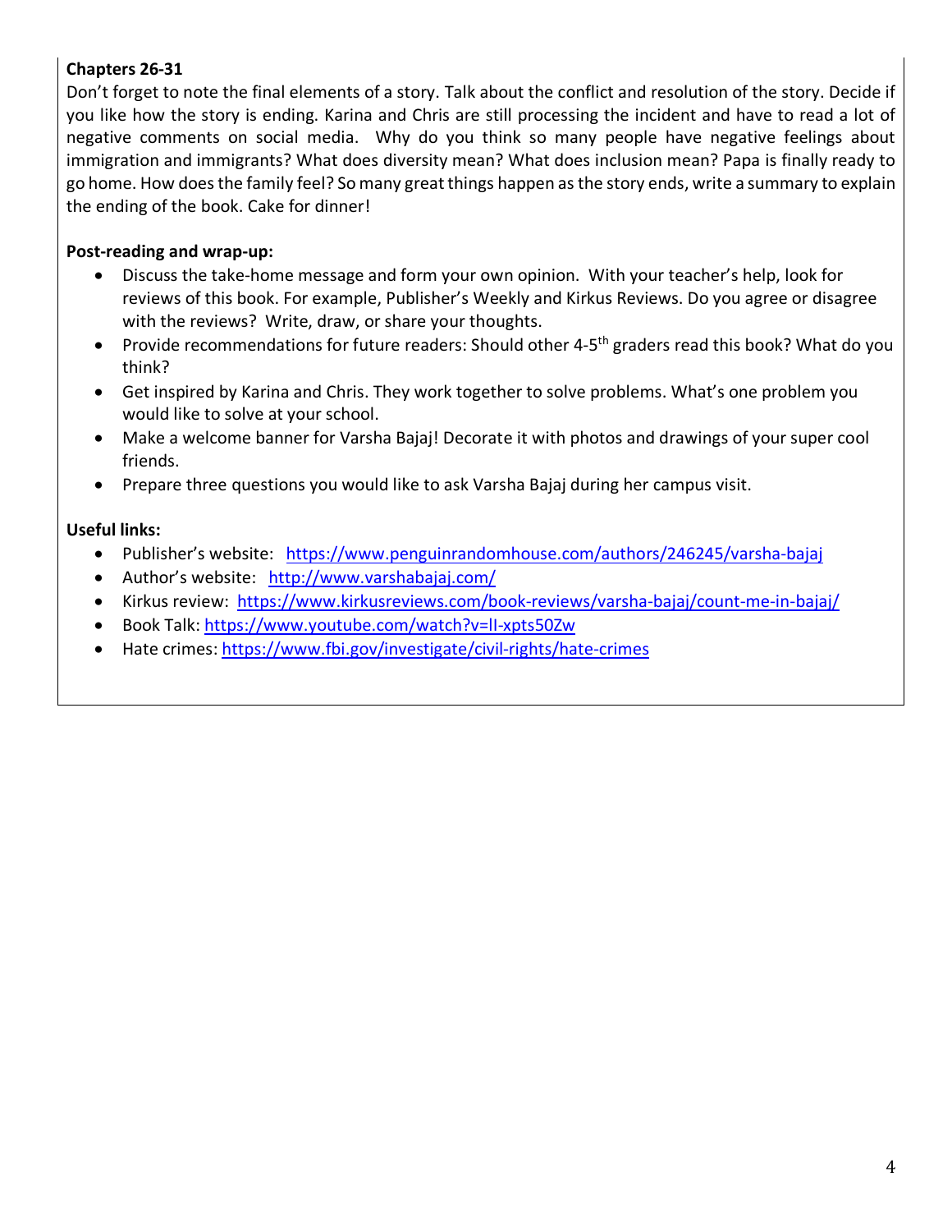**Chapters 26-31**

Don't forget to note the final elements of a story. Talk about the conflict and resolution of the story. Decide if you like how the story is ending. Karina and Chris are still processing the incident and have to read a lot of negative comments on social media. Why do you think so many people have negative feelings about immigration and immigrants? What does diversity mean? What does inclusion mean? Papa is finally ready to go home. How does the family feel? So many great things happen as the story ends, write a summary to explain the ending of the book. Cake for dinner!

**Post-reading and wrap-up:**

- Discuss the take-home message and form your own opinion. With your teacher's help, look for reviews of this book. For example, Publisher's Weekly and Kirkus Reviews. Do you agree or disagree with the reviews? Write, draw, or share your thoughts.
- Provide recommendations for future readers: Should other 4-5th graders read this book? What do you think?
- Get inspired by Karina and Chris. They work together to solve problems. What's one problem you would like to solve at your school.
- Make a welcome banner for Varsha Bajaj! Decorate it with photos and drawings of your super cool friends.
- Prepare three questions you would like to ask Varsha Bajaj during her campus visit.

**Useful links:**

- Publisher's website: https://www.penguinrandomhouse.com/authors/246245/varsha-bajaj
- Author's website: http://www.varshabajaj.com/
- Kirkus review: https://www.kirkusreviews.com/book-reviews/varsha-bajaj/count-me-in-bajaj/
- Book Talk: https://www.youtube.com/watch?v=lI-xpts50Zw
- Hate crimes: https://www.fbi.gov/investigate/civil-rights/hate-crimes